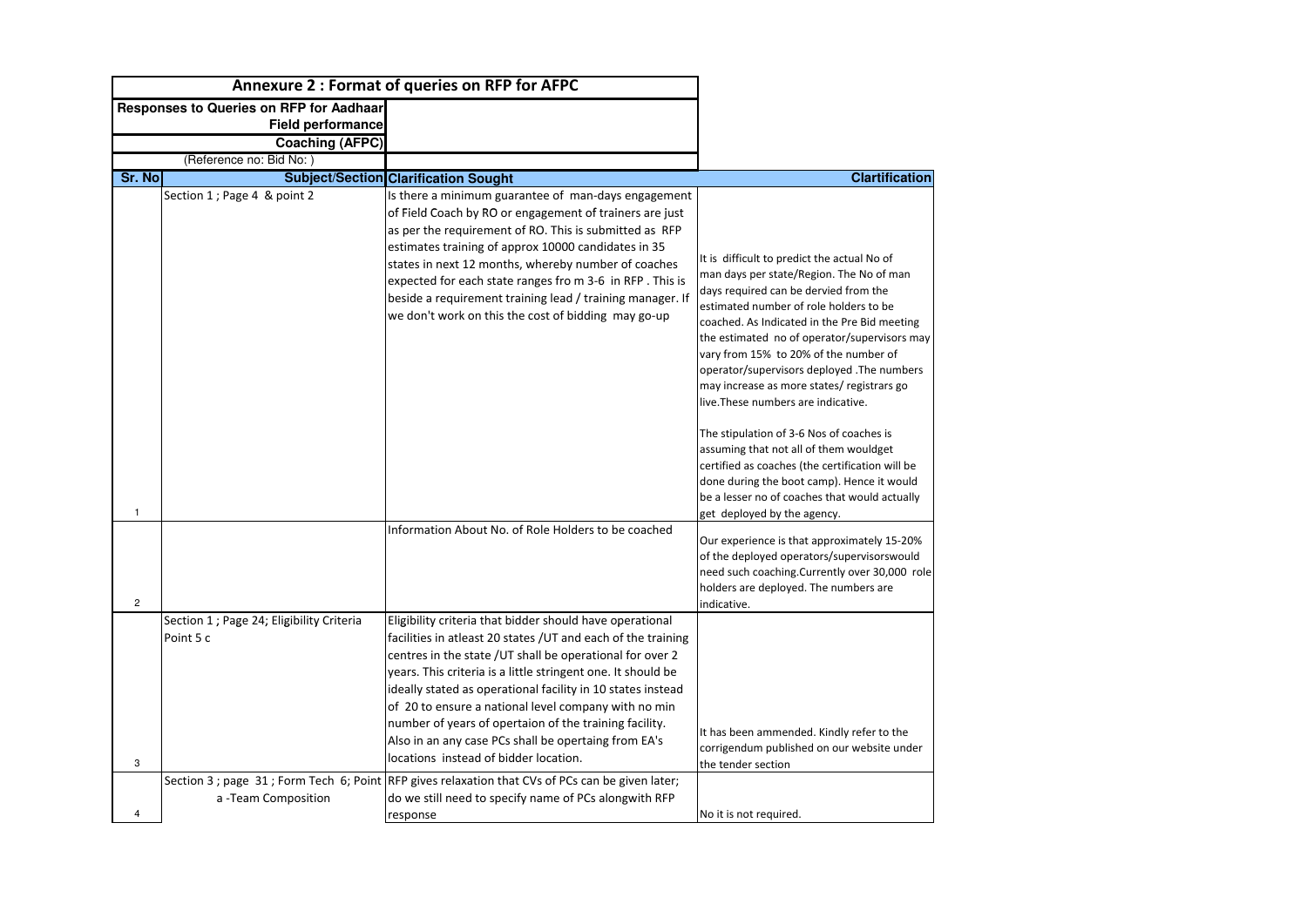# Annexure 2 : Format of queries on RFP for AFPC

**Responses to Queries on RFP for Aadhaar Field performance Coaching (AFPC)**

(Reference no: Bid No: )

| Sr. No | Subject/Section | Clarification Sought | Clartification |
|---|---|---|---|
| 1 | Section 1 ; Page 4 & point 2 | Is there a minimum guarantee of man-days engagement of Field Coach by RO or engagement of trainers are just as per the requirement of RO. This is submitted as RFP estimates training of approx 10000 candidates in 35 states in next 12 months, whereby number of coaches expected for each state ranges fro m 3-6 in RFP . This is beside a requirement training lead / training manager. If we don't work on this the cost of bidding may go-up | It is difficult to predict the actual No of man days per state/Region. The No of man days required can be dervied from the estimated number of role holders to be coached. As Indicated in the Pre Bid meeting the estimated no of operator/supervisors may vary from 15% to 20% of the number of operator/supervisors deployed .The numbers may increase as more states/ registrars go live.These numbers are indicative.<br><br>The stipulation of 3-6 Nos of coaches is assuming that not all of them wouldget certified as coaches (the certification will be done during the boot camp). Hence it would be a lesser no of coaches that would actually get deployed by the agency. |
| 2 | | Information About No. of Role Holders to be coached | Our experience is that approximately 15-20% of the deployed operators/supervisorswould need such coaching.Currently over 30,000 role holders are deployed. The numbers are indicative. |
| 3 | Section 1 ; Page 24; Eligibility Criteria Point 5 c | Eligibility criteria that bidder should have operational facilities in atleast 20 states /UT and each of the training centres in the state /UT shall be operational for over 2 years. This criteria is a little stringent one. It should be ideally stated as operational facility in 10 states instead of 20 to ensure a national level company with no min number of years of opertaion of the training facility. Also in an any case PCs shall be opertaing from EA's locations instead of bidder location. | It has been ammended. Kindly refer to the corrigendum published on our website under the tender section |
| 4 | Section 3 ; page 31 ; Form Tech 6; Point a -Team Composition | RFP gives relaxation that CVs of PCs can be given later; do we still need to specify name of PCs alongwith RFP response | No it is not required. |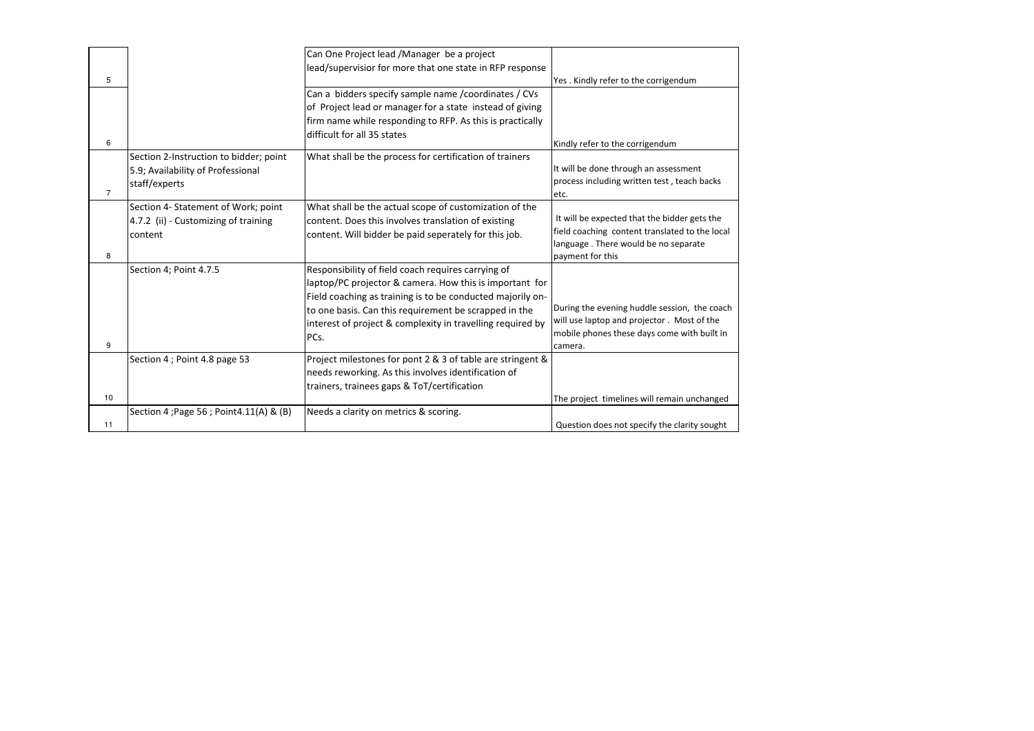| | | | |
|---|---|---|---|
| 5 | | Can One Project lead /Manager be a project lead/supervisior for more that one state in RFP response | Yes . Kindly refer to the corrigendum |
| 6 | | Can a bidders specify sample name /coordinates / CVs of Project lead or manager for a state instead of giving firm name while responding to RFP. As this is practically difficult for all 35 states | Kindly refer to the corrigendum |
| 7 | Section 2-Instruction to bidder; point 5.9; Availability of Professional staff/experts | What shall be the process for certification of trainers | It will be done through an assessment process including written test , teach backs etc. |
| 8 | Section 4- Statement of Work; point 4.7.2 (ii) - Customizing of training content | What shall be the actual scope of customization of the content. Does this involves translation of existing content. Will bidder be paid seperately for this job. | It will be expected that the bidder gets the field coaching content translated to the local language . There would be no separate payment for this |
| 9 | Section 4; Point 4.7.5 | Responsibility of field coach requires carrying of laptop/PC projector & camera. How this is important for Field coaching as training is to be conducted majorily on-to one basis. Can this requirement be scrapped in the interest of project & complexity in travelling required by PCs. | During the evening huddle session, the coach will use laptop and projector . Most of the mobile phones these days come with built in camera. |
| 10 | Section 4 ; Point 4.8 page 53 | Project milestones for pont 2 & 3 of table are stringent & needs reworking. As this involves identification of trainers, trainees gaps & ToT/certification | The project timelines will remain unchanged |
| 11 | Section 4 ;Page 56 ; Point4.11(A) & (B) | Needs a clarity on metrics & scoring. | Question does not specify the clarity sought |